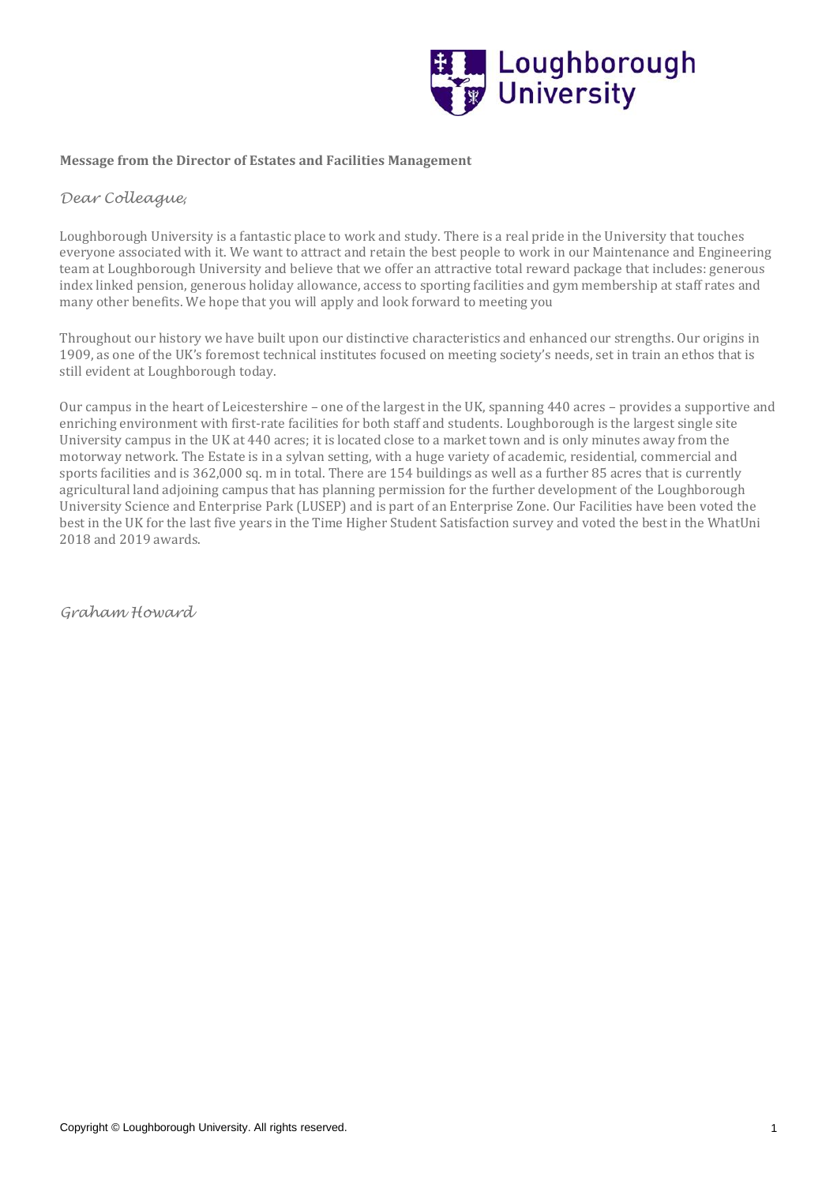**Message from the Director of Estates and Facilities Management**

*Dear Colleague,*

Loughborough University is a fantastic place to work and study. There is a real pride in the University that touches everyone associated with it. We want to attract and retain the best people to work in our Maintenance and Engineering team at Loughborough University and believe that we offer an attractive total reward package that includes: generous index linked pension, generous holiday allowance, access to sporting facilities and gym membership at staff rates and many other benefits. We hope that you will apply and look forward to meeting you

Throughout our history we have built upon our distinctive characteristics and enhanced our strengths. Our origins in 1909, as one of the UK's foremost technical institutes focused on meeting society's needs, set in train an ethos that is still evident at Loughborough today.

Our campus in the heart of Leicestershire – one of the largest in the UK, spanning 440 acres – provides a supportive and enriching environment with first-rate facilities for both staff and students. Loughborough is the largest single site University campus in the UK at 440 acres; it is located close to a market town and is only minutes away from the motorway network. The Estate is in a sylvan setting, with a huge variety of academic, residential, commercial and sports facilities and is 362,000 sq. m in total. There are 154 buildings as well as a further 85 acres that is currently agricultural land adjoining campus that has planning permission for the further development of the Loughborough University Science and Enterprise Park (LUSEP) and is part of an Enterprise Zone. Our Facilities have been voted the best in the UK for the last five years in the Time Higher Student Satisfaction survey and voted the best in the WhatUni 2018 and 2019 awards.

*Graham Howard*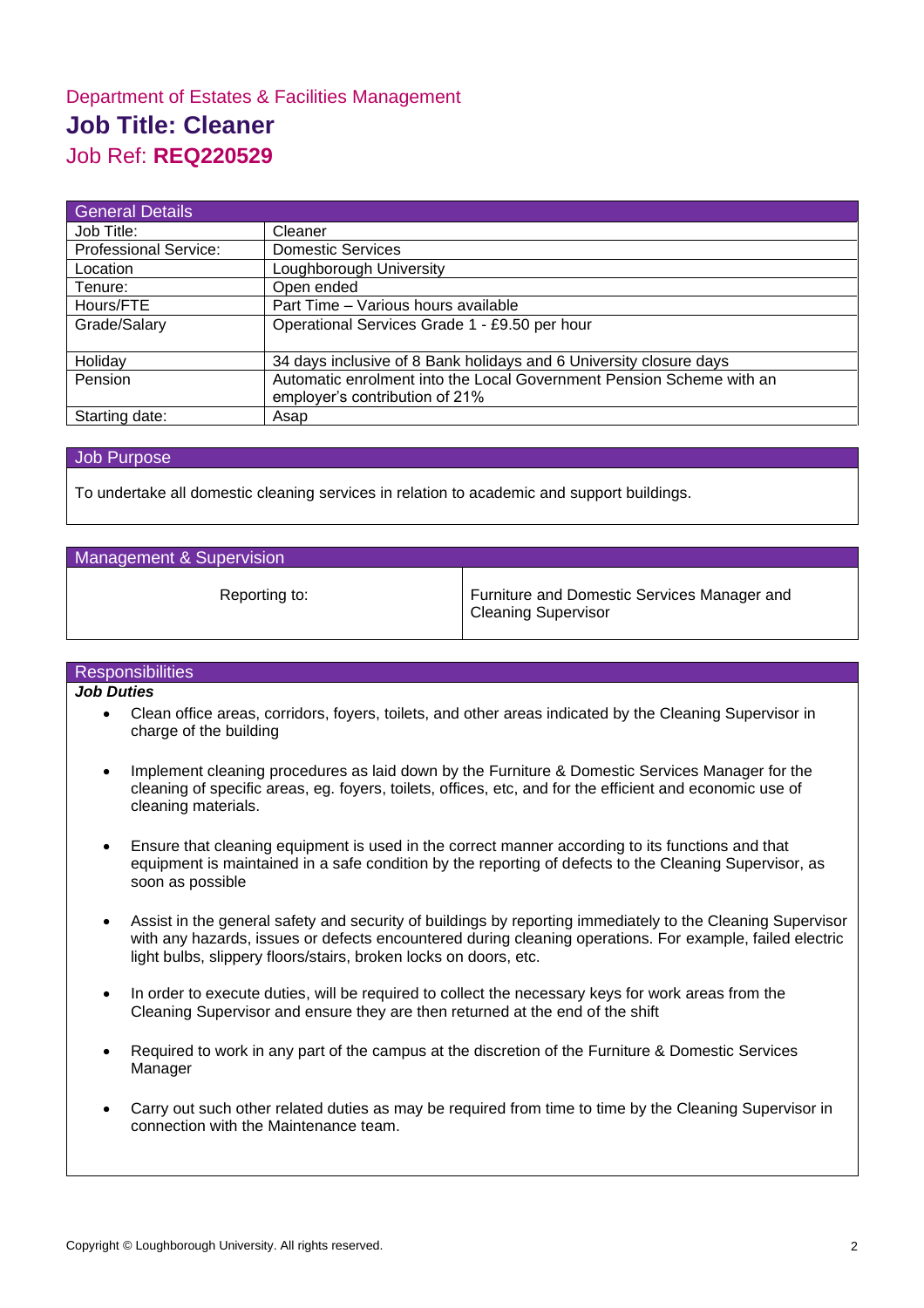Department of Estates & Facilities Management

# Job Title: Cleaner

## Job Ref: **REQ220529**

| General Details | |
|---|---|
| Job Title: | Cleaner |
| Professional Service: | Domestic Services |
| Location | Loughborough University |
| Tenure: | Open ended |
| Hours/FTE | Part Time – Various hours available |
| Grade/Salary | Operational Services Grade 1 - £9.50 per hour |
| Holiday | 34 days inclusive of 8 Bank holidays and 6 University closure days |
| Pension | Automatic enrolment into the Local Government Pension Scheme with an employer's contribution of 21% |
| Starting date: | Asap |

### Job Purpose

To undertake all domestic cleaning services in relation to academic and support buildings.

### Management & Supervision

| Reporting to: | Furniture and Domestic Services Manager and Cleaning Supervisor |
|---|---|

### Responsibilities

***Job Duties***

- Clean office areas, corridors, foyers, toilets, and other areas indicated by the Cleaning Supervisor in charge of the building
- Implement cleaning procedures as laid down by the Furniture & Domestic Services Manager for the cleaning of specific areas, eg. foyers, toilets, offices, etc, and for the efficient and economic use of cleaning materials.
- Ensure that cleaning equipment is used in the correct manner according to its functions and that equipment is maintained in a safe condition by the reporting of defects to the Cleaning Supervisor, as soon as possible
- Assist in the general safety and security of buildings by reporting immediately to the Cleaning Supervisor with any hazards, issues or defects encountered during cleaning operations. For example, failed electric light bulbs, slippery floors/stairs, broken locks on doors, etc.
- In order to execute duties, will be required to collect the necessary keys for work areas from the Cleaning Supervisor and ensure they are then returned at the end of the shift
- Required to work in any part of the campus at the discretion of the Furniture & Domestic Services Manager
- Carry out such other related duties as may be required from time to time by the Cleaning Supervisor in connection with the Maintenance team.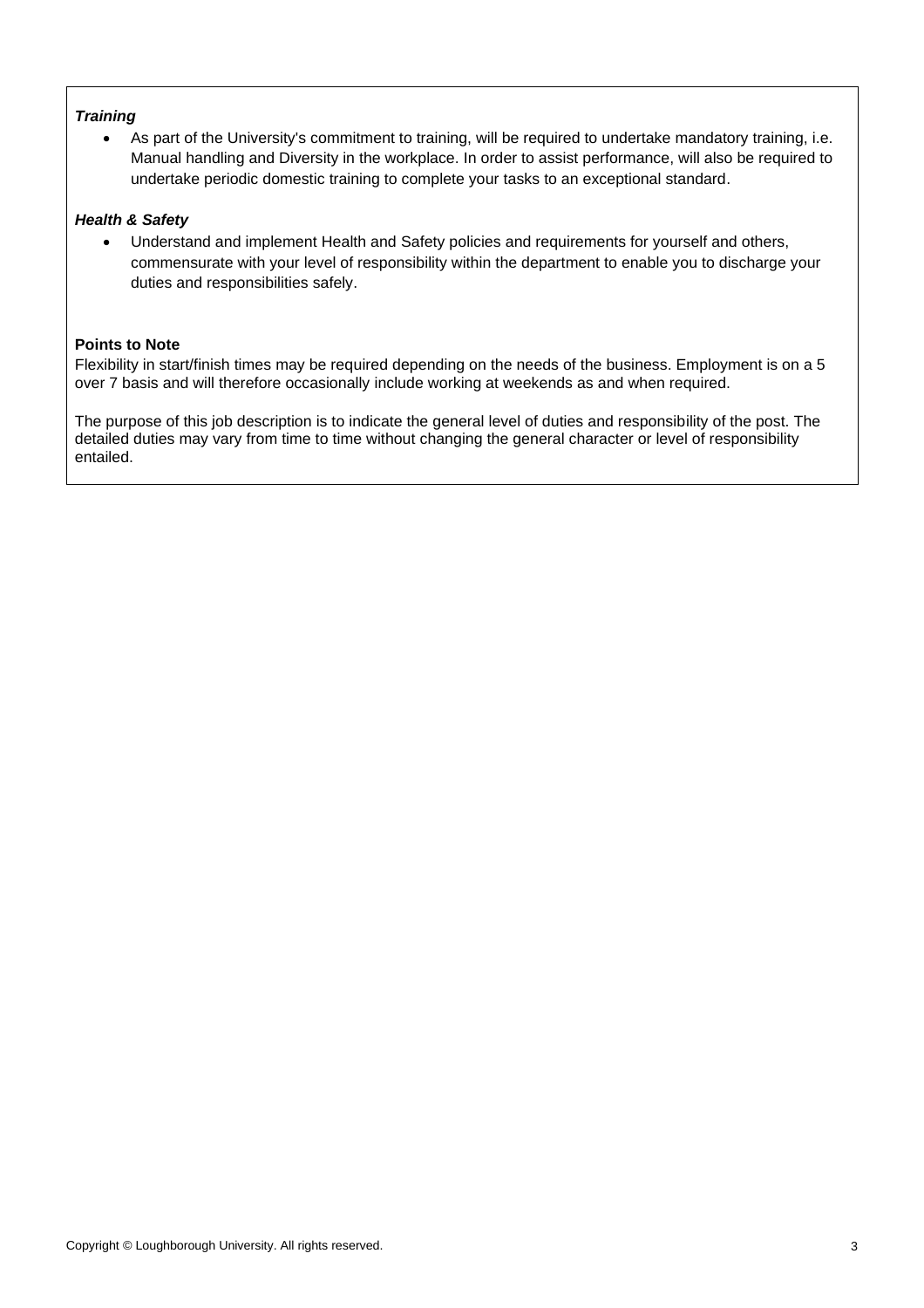***Training***

- As part of the University's commitment to training, will be required to undertake mandatory training, i.e. Manual handling and Diversity in the workplace. In order to assist performance, will also be required to undertake periodic domestic training to complete your tasks to an exceptional standard.

***Health & Safety***

- Understand and implement Health and Safety policies and requirements for yourself and others, commensurate with your level of responsibility within the department to enable you to discharge your duties and responsibilities safely.

**Points to Note**

Flexibility in start/finish times may be required depending on the needs of the business. Employment is on a 5 over 7 basis and will therefore occasionally include working at weekends as and when required.

The purpose of this job description is to indicate the general level of duties and responsibility of the post. The detailed duties may vary from time to time without changing the general character or level of responsibility entailed.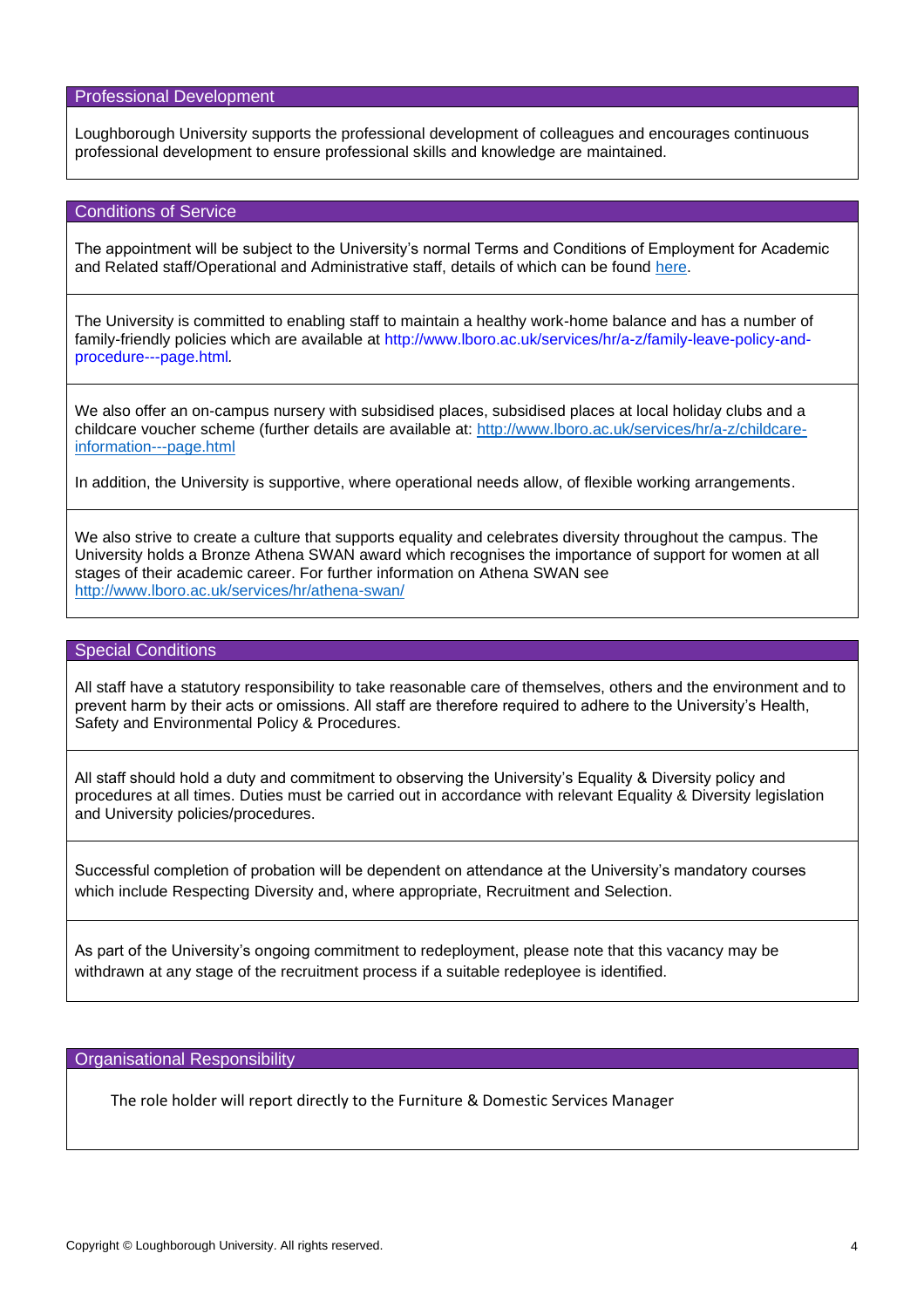## Professional Development

Loughborough University supports the professional development of colleagues and encourages continuous professional development to ensure professional skills and knowledge are maintained.

## Conditions of Service

The appointment will be subject to the University's normal Terms and Conditions of Employment for Academic and Related staff/Operational and Administrative staff, details of which can be found [here](here).

The University is committed to enabling staff to maintain a healthy work-home balance and has a number of family-friendly policies which are available at http://www.lboro.ac.uk/services/hr/a-z/family-leave-policy-and-procedure---page.html.

We also offer an on-campus nursery with subsidised places, subsidised places at local holiday clubs and a childcare voucher scheme (further details are available at: http://www.lboro.ac.uk/services/hr/a-z/childcare-information---page.html

In addition, the University is supportive, where operational needs allow, of flexible working arrangements.

We also strive to create a culture that supports equality and celebrates diversity throughout the campus. The University holds a Bronze Athena SWAN award which recognises the importance of support for women at all stages of their academic career. For further information on Athena SWAN see http://www.lboro.ac.uk/services/hr/athena-swan/

## Special Conditions

All staff have a statutory responsibility to take reasonable care of themselves, others and the environment and to prevent harm by their acts or omissions. All staff are therefore required to adhere to the University's Health, Safety and Environmental Policy & Procedures.

All staff should hold a duty and commitment to observing the University's Equality & Diversity policy and procedures at all times. Duties must be carried out in accordance with relevant Equality & Diversity legislation and University policies/procedures.

Successful completion of probation will be dependent on attendance at the University's mandatory courses which include Respecting Diversity and, where appropriate, Recruitment and Selection.

As part of the University's ongoing commitment to redeployment, please note that this vacancy may be withdrawn at any stage of the recruitment process if a suitable redeployee is identified.

## Organisational Responsibility

The role holder will report directly to the Furniture & Domestic Services Manager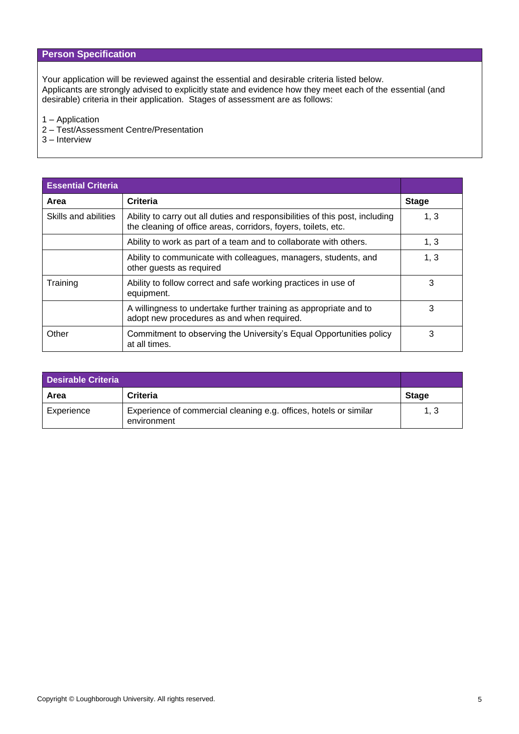## Person Specification

Your application will be reviewed against the essential and desirable criteria listed below. Applicants are strongly advised to explicitly state and evidence how they meet each of the essential (and desirable) criteria in their application. Stages of assessment are as follows:

1 – Application
2 – Test/Assessment Centre/Presentation
3 – Interview

| Essential Criteria | | |
|---|---|---|
| **Area** | **Criteria** | **Stage** |
| Skills and abilities | Ability to carry out all duties and responsibilities of this post, including the cleaning of office areas, corridors, foyers, toilets, etc. | 1, 3 |
| | Ability to work as part of a team and to collaborate with others. | 1, 3 |
| | Ability to communicate with colleagues, managers, students, and other guests as required | 1, 3 |
| Training | Ability to follow correct and safe working practices in use of equipment. | 3 |
| | A willingness to undertake further training as appropriate and to adopt new procedures as and when required. | 3 |
| Other | Commitment to observing the University's Equal Opportunities policy at all times. | 3 |

| Desirable Criteria | | |
|---|---|---|
| **Area** | **Criteria** | **Stage** |
| Experience | Experience of commercial cleaning e.g. offices, hotels or similar environment | 1, 3 |

Copyright © Loughborough University. All rights reserved.